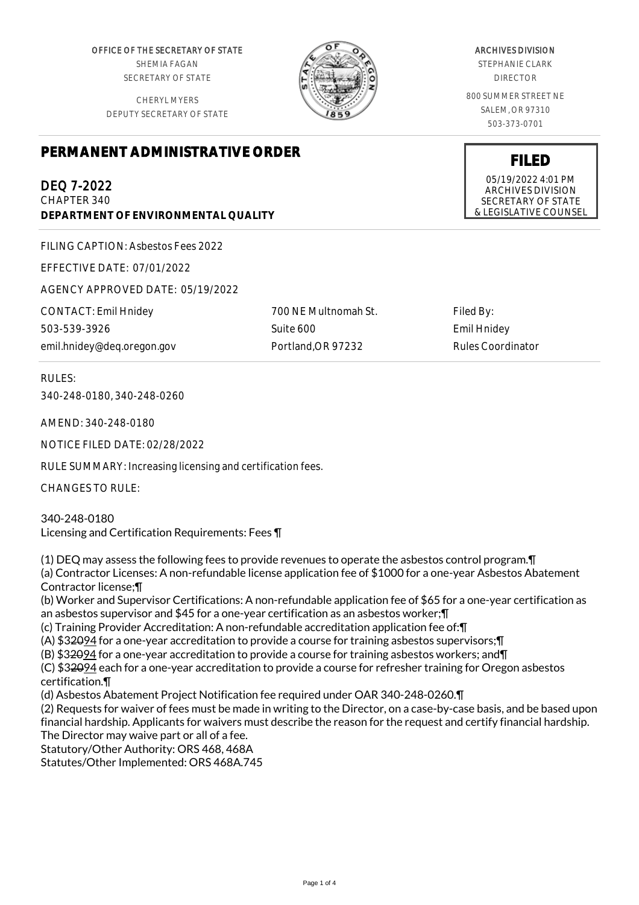OFFICE OF THE SECRETARY OF STATE
SHEMIA FAGAN
SECRETARY OF STATE

CHERYL MYERS
DEPUTY SECRETARY OF STATE

ARCHIVES DIVISION
STEPHANIE CLARK
DIRECTOR

800 SUMMER STREET NE
SALEM, OR 97310
503-373-0701

# PERMANENT ADMINISTRATIVE ORDER

**FILED**
05/19/2022 4:01 PM
ARCHIVES DIVISION
SECRETARY OF STATE
& LEGISLATIVE COUNSEL

## DEQ 7-2022

CHAPTER 340
**DEPARTMENT OF ENVIRONMENTAL QUALITY**

FILING CAPTION: Asbestos Fees 2022

EFFECTIVE DATE: 07/01/2022

AGENCY APPROVED DATE: 05/19/2022

| CONTACT: Emil Hnidey | 700 NE Multnomah St. | Filed By: |
|---|---|---|
| 503-539-3926 | Suite 600 | Emil Hnidey |
| emil.hnidey@deq.oregon.gov | Portland,OR 97232 | Rules Coordinator |

RULES:
340-248-0180, 340-248-0260

AMEND: 340-248-0180

NOTICE FILED DATE: 02/28/2022

RULE SUMMARY: Increasing licensing and certification fees.

CHANGES TO RULE:

340-248-0180
Licensing and Certification Requirements: Fees ¶

(1) DEQ may assess the following fees to provide revenues to operate the asbestos control program.¶
(a) Contractor Licenses: A non-refundable license application fee of $1000 for a one-year Asbestos Abatement Contractor license;¶
(b) Worker and Supervisor Certifications: A non-refundable application fee of $65 for a one-year certification as an asbestos supervisor and $45 for a one-year certification as an asbestos worker;¶
(c) Training Provider Accreditation: A non-refundable accreditation application fee of:¶
(A) $32094 for a one-year accreditation to provide a course for training asbestos supervisors;¶
(B) $32094 for a one-year accreditation to provide a course for training asbestos workers; and¶
(C) $32094 each for a one-year accreditation to provide a course for refresher training for Oregon asbestos certification.¶
(d) Asbestos Abatement Project Notification fee required under OAR 340-248-0260.¶
(2) Requests for waiver of fees must be made in writing to the Director, on a case-by-case basis, and be based upon financial hardship. Applicants for waivers must describe the reason for the request and certify financial hardship. The Director may waive part or all of a fee.
Statutory/Other Authority: ORS 468, 468A
Statutes/Other Implemented: ORS 468A.745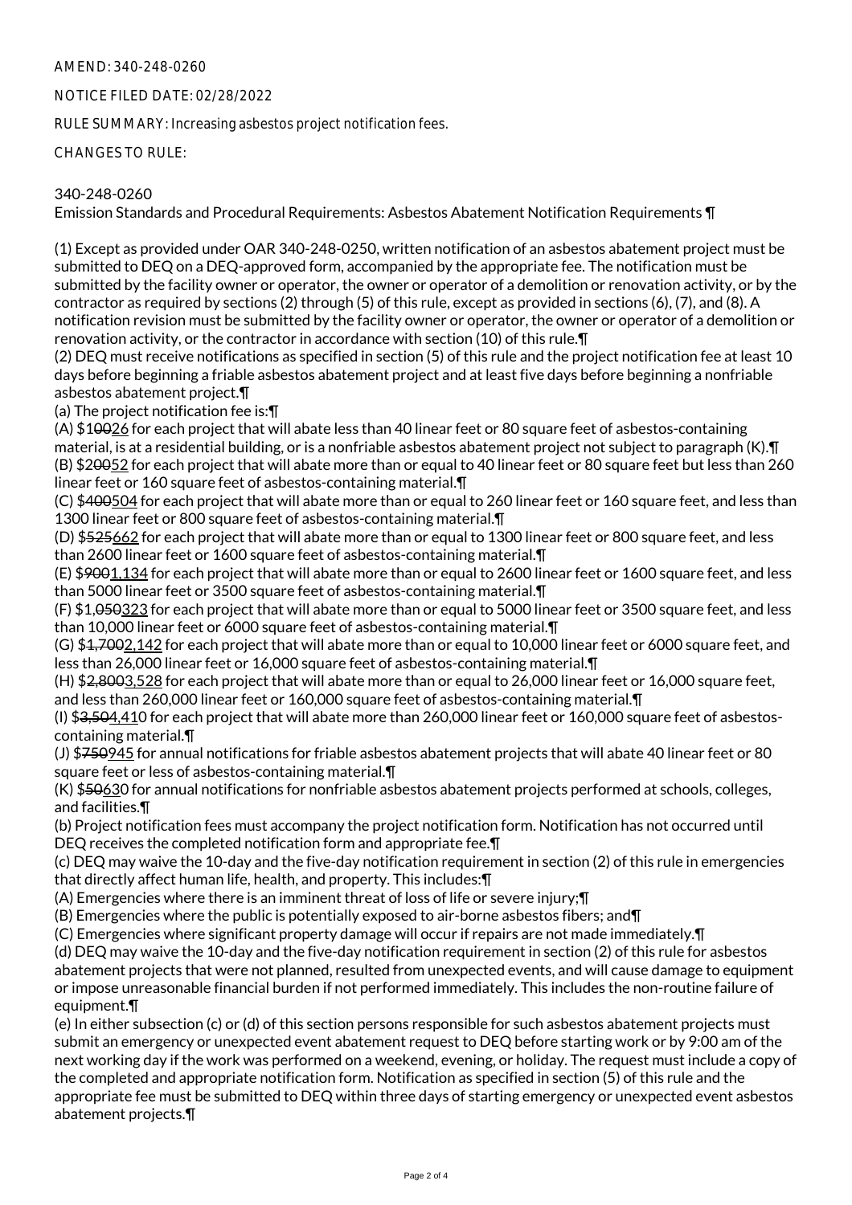AMEND: 340-248-0260

NOTICE FILED DATE: 02/28/2022

RULE SUMMARY: Increasing asbestos project notification fees.

CHANGES TO RULE:

340-248-0260
Emission Standards and Procedural Requirements: Asbestos Abatement Notification Requirements ¶

(1) Except as provided under OAR 340-248-0250, written notification of an asbestos abatement project must be submitted to DEQ on a DEQ-approved form, accompanied by the appropriate fee. The notification must be submitted by the facility owner or operator, the owner or operator of a demolition or renovation activity, or by the contractor as required by sections (2) through (5) of this rule, except as provided in sections (6), (7), and (8). A notification revision must be submitted by the facility owner or operator, the owner or operator of a demolition or renovation activity, or the contractor in accordance with section (10) of this rule.¶
(2) DEQ must receive notifications as specified in section (5) of this rule and the project notification fee at least 10 days before beginning a friable asbestos abatement project and at least five days before beginning a nonfriable asbestos abatement project.¶
(a) The project notification fee is:¶
(A) $1~~00~~<u>26</u> for each project that will abate less than 40 linear feet or 80 square feet of asbestos-containing material, is at a residential building, or is a nonfriable asbestos abatement project not subject to paragraph (K).¶
(B) $2~~00~~<u>52</u> for each project that will abate more than or equal to 40 linear feet or 80 square feet but less than 260 linear feet or 160 square feet of asbestos-containing material.¶
(C) $~~400~~<u>504</u> for each project that will abate more than or equal to 260 linear feet or 160 square feet, and less than 1300 linear feet or 800 square feet of asbestos-containing material.¶
(D) $~~525~~<u>662</u> for each project that will abate more than or equal to 1300 linear feet or 800 square feet, and less than 2600 linear feet or 1600 square feet of asbestos-containing material.¶
(E) $~~900~~<u>1,134</u> for each project that will abate more than or equal to 2600 linear feet or 1600 square feet, and less than 5000 linear feet or 3500 square feet of asbestos-containing material.¶
(F) $1,~~050~~<u>323</u> for each project that will abate more than or equal to 5000 linear feet or 3500 square feet, and less than 10,000 linear feet or 6000 square feet of asbestos-containing material.¶
(G) $~~1,700~~<u>2,142</u> for each project that will abate more than or equal to 10,000 linear feet or 6000 square feet, and less than 26,000 linear feet or 16,000 square feet of asbestos-containing material.¶
(H) $~~2,800~~<u>3,528</u> for each project that will abate more than or equal to 26,000 linear feet or 16,000 square feet, and less than 260,000 linear feet or 160,000 square feet of asbestos-containing material.¶
(I) $~~3,50~~<u>4,41</u>0 for each project that will abate more than 260,000 linear feet or 160,000 square feet of asbestos-containing material.¶
(J) $~~750~~<u>945</u> for annual notifications for friable asbestos abatement projects that will abate 40 linear feet or 80 square feet or less of asbestos-containing material.¶
(K) $~~50~~<u>63</u>0 for annual notifications for nonfriable asbestos abatement projects performed at schools, colleges, and facilities.¶
(b) Project notification fees must accompany the project notification form. Notification has not occurred until DEQ receives the completed notification form and appropriate fee.¶
(c) DEQ may waive the 10-day and the five-day notification requirement in section (2) of this rule in emergencies that directly affect human life, health, and property. This includes:¶
(A) Emergencies where there is an imminent threat of loss of life or severe injury;¶
(B) Emergencies where the public is potentially exposed to air-borne asbestos fibers; and¶
(C) Emergencies where significant property damage will occur if repairs are not made immediately.¶
(d) DEQ may waive the 10-day and the five-day notification requirement in section (2) of this rule for asbestos abatement projects that were not planned, resulted from unexpected events, and will cause damage to equipment or impose unreasonable financial burden if not performed immediately. This includes the non-routine failure of equipment.¶
(e) In either subsection (c) or (d) of this section persons responsible for such asbestos abatement projects must submit an emergency or unexpected event abatement request to DEQ before starting work or by 9:00 am of the next working day if the work was performed on a weekend, evening, or holiday. The request must include a copy of the completed and appropriate notification form. Notification as specified in section (5) of this rule and the appropriate fee must be submitted to DEQ within three days of starting emergency or unexpected event asbestos abatement projects.¶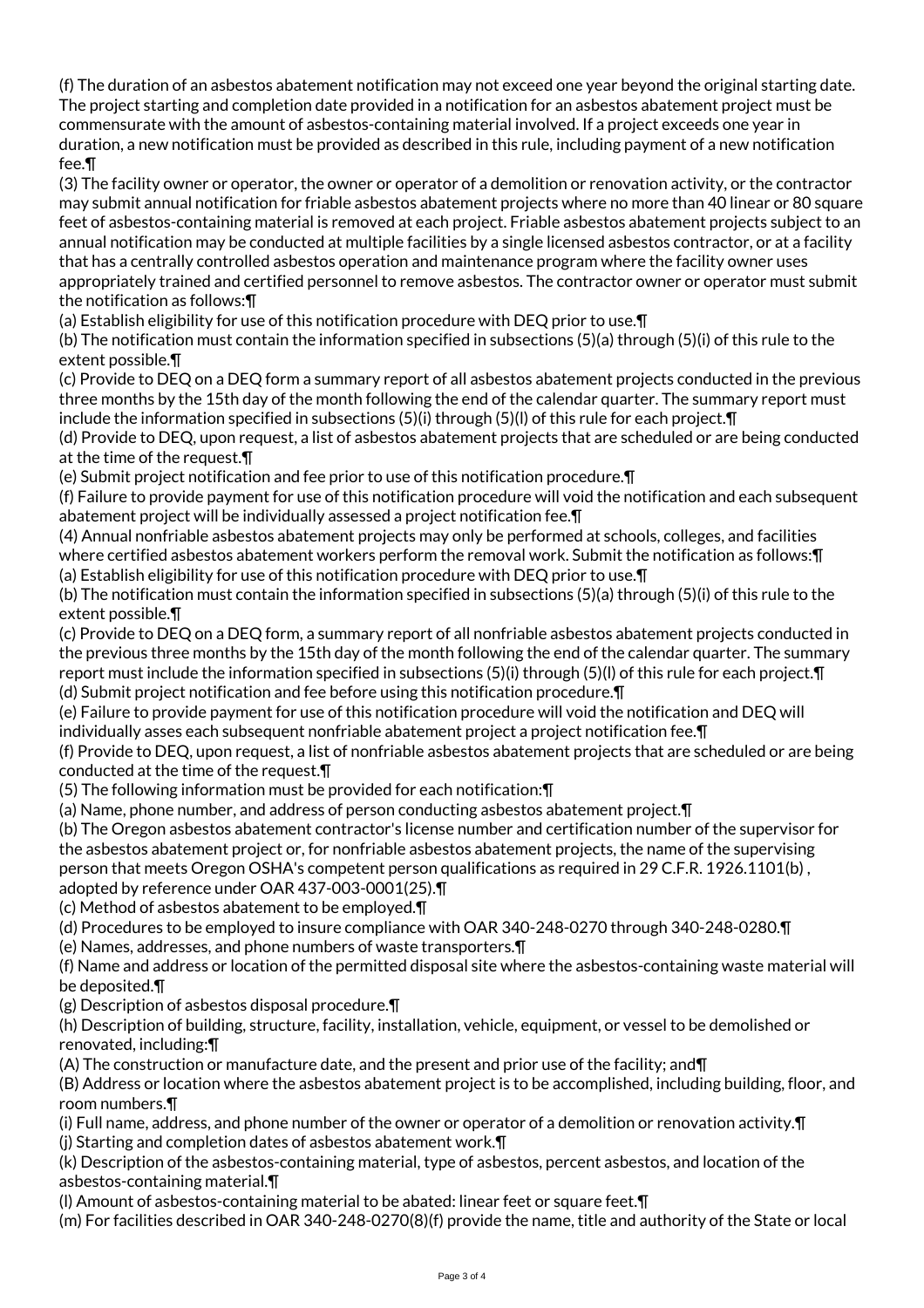(f) The duration of an asbestos abatement notification may not exceed one year beyond the original starting date. The project starting and completion date provided in a notification for an asbestos abatement project must be commensurate with the amount of asbestos-containing material involved. If a project exceeds one year in duration, a new notification must be provided as described in this rule, including payment of a new notification fee.¶

(3) The facility owner or operator, the owner or operator of a demolition or renovation activity, or the contractor may submit annual notification for friable asbestos abatement projects where no more than 40 linear or 80 square feet of asbestos-containing material is removed at each project. Friable asbestos abatement projects subject to an annual notification may be conducted at multiple facilities by a single licensed asbestos contractor, or at a facility that has a centrally controlled asbestos operation and maintenance program where the facility owner uses appropriately trained and certified personnel to remove asbestos. The contractor owner or operator must submit the notification as follows:¶

(a) Establish eligibility for use of this notification procedure with DEQ prior to use.¶

(b) The notification must contain the information specified in subsections (5)(a) through (5)(i) of this rule to the extent possible.¶

(c) Provide to DEQ on a DEQ form a summary report of all asbestos abatement projects conducted in the previous three months by the 15th day of the month following the end of the calendar quarter. The summary report must include the information specified in subsections (5)(i) through (5)(l) of this rule for each project.¶

(d) Provide to DEQ, upon request, a list of asbestos abatement projects that are scheduled or are being conducted at the time of the request.¶

(e) Submit project notification and fee prior to use of this notification procedure.¶

(f) Failure to provide payment for use of this notification procedure will void the notification and each subsequent abatement project will be individually assessed a project notification fee.¶

(4) Annual nonfriable asbestos abatement projects may only be performed at schools, colleges, and facilities where certified asbestos abatement workers perform the removal work. Submit the notification as follows:¶

(a) Establish eligibility for use of this notification procedure with DEQ prior to use.¶

(b) The notification must contain the information specified in subsections (5)(a) through (5)(i) of this rule to the extent possible.¶

(c) Provide to DEQ on a DEQ form, a summary report of all nonfriable asbestos abatement projects conducted in the previous three months by the 15th day of the month following the end of the calendar quarter. The summary report must include the information specified in subsections (5)(i) through (5)(l) of this rule for each project.¶

(d) Submit project notification and fee before using this notification procedure.¶

(e) Failure to provide payment for use of this notification procedure will void the notification and DEQ will individually asses each subsequent nonfriable abatement project a project notification fee.¶

(f) Provide to DEQ, upon request, a list of nonfriable asbestos abatement projects that are scheduled or are being conducted at the time of the request.¶

(5) The following information must be provided for each notification:¶

(a) Name, phone number, and address of person conducting asbestos abatement project.¶

(b) The Oregon asbestos abatement contractor's license number and certification number of the supervisor for the asbestos abatement project or, for nonfriable asbestos abatement projects, the name of the supervising person that meets Oregon OSHA's competent person qualifications as required in 29 C.F.R. 1926.1101(b) , adopted by reference under OAR 437-003-0001(25).¶

(c) Method of asbestos abatement to be employed.¶

(d) Procedures to be employed to insure compliance with OAR 340-248-0270 through 340-248-0280.¶

(e) Names, addresses, and phone numbers of waste transporters.¶

(f) Name and address or location of the permitted disposal site where the asbestos-containing waste material will be deposited.¶

(g) Description of asbestos disposal procedure.¶

(h) Description of building, structure, facility, installation, vehicle, equipment, or vessel to be demolished or renovated, including:¶

(A) The construction or manufacture date, and the present and prior use of the facility; and¶

(B) Address or location where the asbestos abatement project is to be accomplished, including building, floor, and room numbers.¶

(i) Full name, address, and phone number of the owner or operator of a demolition or renovation activity.¶

(j) Starting and completion dates of asbestos abatement work.¶

(k) Description of the asbestos-containing material, type of asbestos, percent asbestos, and location of the asbestos-containing material.¶

(l) Amount of asbestos-containing material to be abated: linear feet or square feet.¶

(m) For facilities described in OAR 340-248-0270(8)(f) provide the name, title and authority of the State or local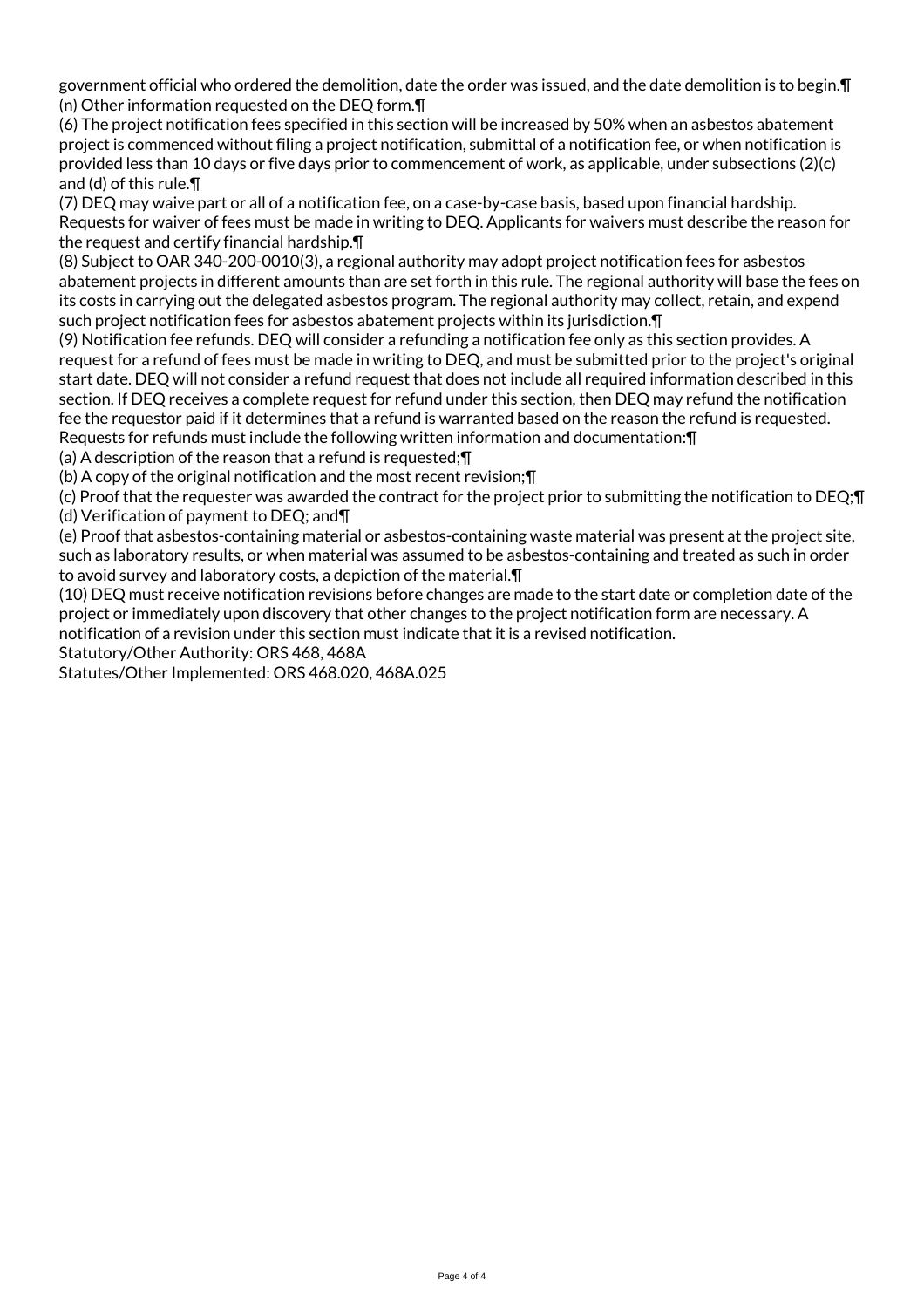government official who ordered the demolition, date the order was issued, and the date demolition is to begin.¶
(n) Other information requested on the DEQ form.¶
(6) The project notification fees specified in this section will be increased by 50% when an asbestos abatement project is commenced without filing a project notification, submittal of a notification fee, or when notification is provided less than 10 days or five days prior to commencement of work, as applicable, under subsections (2)(c) and (d) of this rule.¶
(7) DEQ may waive part or all of a notification fee, on a case-by-case basis, based upon financial hardship. Requests for waiver of fees must be made in writing to DEQ. Applicants for waivers must describe the reason for the request and certify financial hardship.¶
(8) Subject to OAR 340-200-0010(3), a regional authority may adopt project notification fees for asbestos abatement projects in different amounts than are set forth in this rule. The regional authority will base the fees on its costs in carrying out the delegated asbestos program. The regional authority may collect, retain, and expend such project notification fees for asbestos abatement projects within its jurisdiction.¶
(9) Notification fee refunds. DEQ will consider a refunding a notification fee only as this section provides. A request for a refund of fees must be made in writing to DEQ, and must be submitted prior to the project's original start date. DEQ will not consider a refund request that does not include all required information described in this section. If DEQ receives a complete request for refund under this section, then DEQ may refund the notification fee the requestor paid if it determines that a refund is warranted based on the reason the refund is requested. Requests for refunds must include the following written information and documentation:¶
(a) A description of the reason that a refund is requested;¶
(b) A copy of the original notification and the most recent revision;¶
(c) Proof that the requester was awarded the contract for the project prior to submitting the notification to DEQ;¶
(d) Verification of payment to DEQ; and¶
(e) Proof that asbestos-containing material or asbestos-containing waste material was present at the project site, such as laboratory results, or when material was assumed to be asbestos-containing and treated as such in order to avoid survey and laboratory costs, a depiction of the material.¶
(10) DEQ must receive notification revisions before changes are made to the start date or completion date of the project or immediately upon discovery that other changes to the project notification form are necessary. A notification of a revision under this section must indicate that it is a revised notification.
Statutory/Other Authority: ORS 468, 468A
Statutes/Other Implemented: ORS 468.020, 468A.025